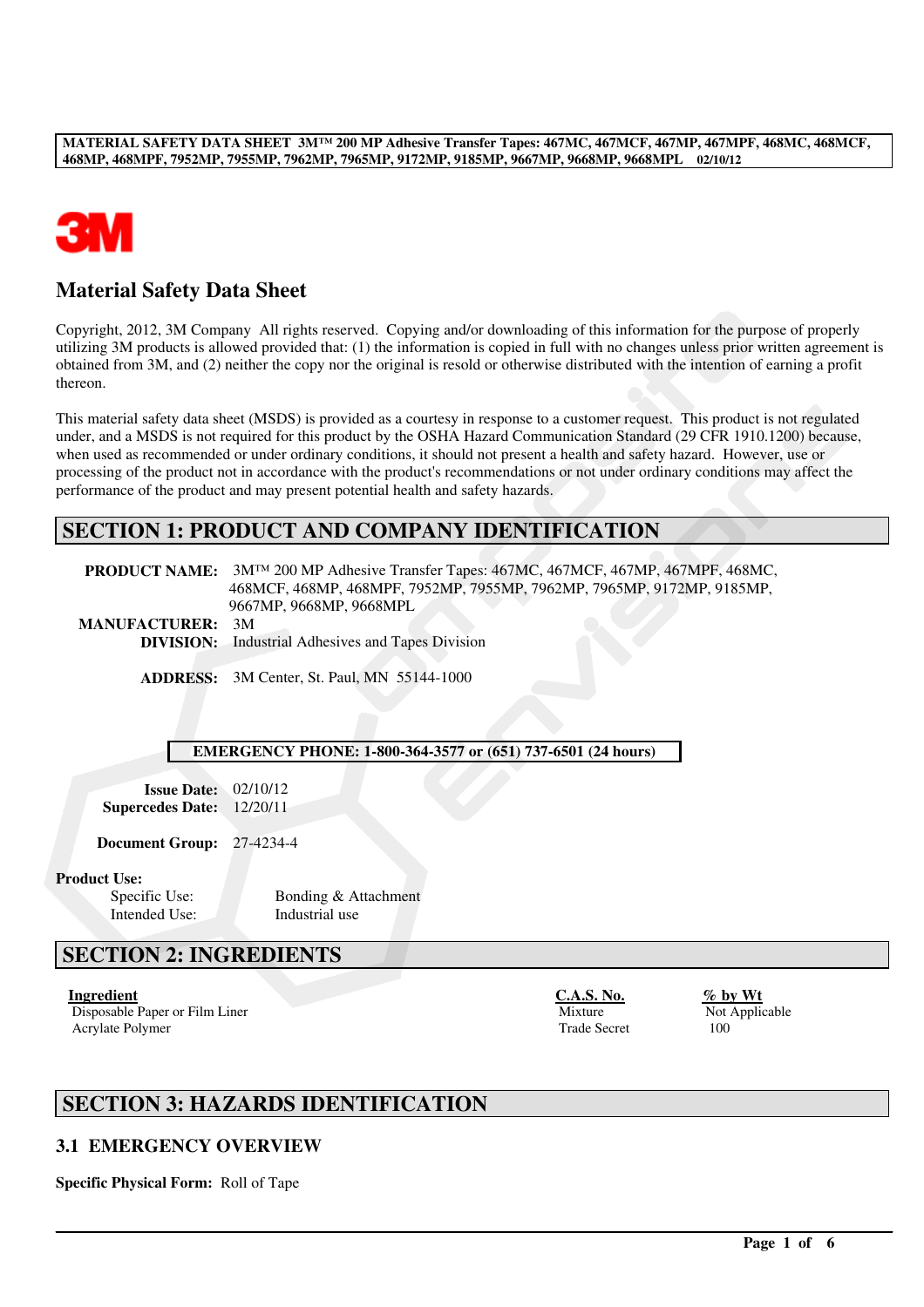# Material Safety Data Sheet

Copyright, 2012, 3M Company All rights reserved. Copying and/or downloading of this information for the purpose of properly utilizing 3M products is allowed provided that: (1) the information is copied in full with no changes unless prior written agreement is obtained from 3M, and (2) neither the copy nor the original is resold or otherwise distributed with the intention of earning a profit thereon.

This material safety data sheet (MSDS) is provided as a courtesy in response to a customer request. This product is not regulated under, and a MSDS is not required for this product by the OSHA Hazard Communication Standard (29 CFR 1910.1200) because, when used as recommended or under ordinary conditions, it should not present a health and safety hazard. However, use or processing of the product not in accordance with the product's recommendations or not under ordinary conditions may affect the performance of the product and may present potential health and safety hazards.

## SECTION 1: PRODUCT AND COMPANY IDENTIFICATION

**PRODUCT NAME:** 3M™ 200 MP Adhesive Transfer Tapes: 467MC, 467MCF, 467MP, 467MPF, 468MC, 468MCF, 468MP, 468MPF, 7952MP, 7955MP, 7962MP, 7965MP, 9172MP, 9185MP, 9667MP, 9668MP, 9668MPL

**MANUFACTURER:** 3M

**DIVISION:** Industrial Adhesives and Tapes Division

**ADDRESS:** 3M Center, St. Paul, MN 55144-1000

**EMERGENCY PHONE: 1-800-364-3577 or (651) 737-6501 (24 hours)**

**Issue Date:** 02/10/12

**Supersedes Date:** 12/20/11

**Document Group:** 27-4234-4

**Product Use:**

Specific Use: Bonding & Attachment

Intended Use: Industrial use

## SECTION 2: INGREDIENTS

| Ingredient | C.A.S. No. | % by Wt |
|---|---|---|
| Disposable Paper or Film Liner | Mixture | Not Applicable |
| Acrylate Polymer | Trade Secret | 100 |

## SECTION 3: HAZARDS IDENTIFICATION

### 3.1 EMERGENCY OVERVIEW

**Specific Physical Form:** Roll of Tape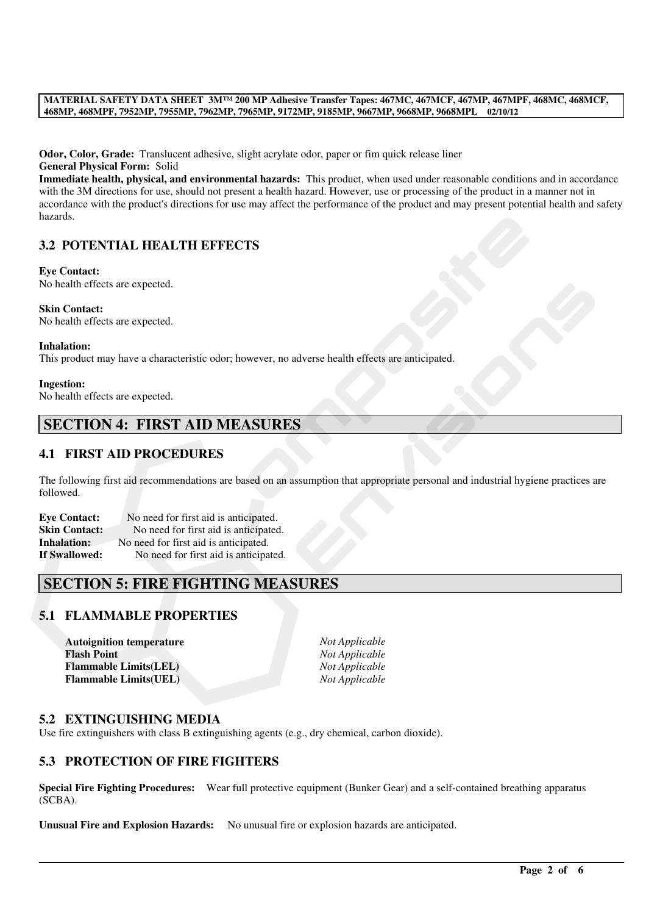**Odor, Color, Grade:** Translucent adhesive, slight acrylate odor, paper or fim quick release liner
**General Physical Form:** Solid
**Immediate health, physical, and environmental hazards:** This product, when used under reasonable conditions and in accordance with the 3M directions for use, should not present a health hazard. However, use or processing of the product in a manner not in accordance with the product's directions for use may affect the performance of the product and may present potential health and safety hazards.

### 3.2 POTENTIAL HEALTH EFFECTS

**Eye Contact:**
No health effects are expected.

**Skin Contact:**
No health effects are expected.

**Inhalation:**
This product may have a characteristic odor; however, no adverse health effects are anticipated.

**Ingestion:**
No health effects are expected.

## SECTION 4: FIRST AID MEASURES

### 4.1 FIRST AID PROCEDURES

The following first aid recommendations are based on an assumption that appropriate personal and industrial hygiene practices are followed.

**Eye Contact:** No need for first aid is anticipated.
**Skin Contact:** No need for first aid is anticipated.
**Inhalation:** No need for first aid is anticipated.
**If Swallowed:** No need for first aid is anticipated.

## SECTION 5: FIRE FIGHTING MEASURES

### 5.1 FLAMMABLE PROPERTIES

| | |
|---|---|
| **Autoignition temperature** | *Not Applicable* |
| **Flash Point** | *Not Applicable* |
| **Flammable Limits(LEL)** | *Not Applicable* |
| **Flammable Limits(UEL)** | *Not Applicable* |

### 5.2 EXTINGUISHING MEDIA

Use fire extinguishers with class B extinguishing agents (e.g., dry chemical, carbon dioxide).

### 5.3 PROTECTION OF FIRE FIGHTERS

**Special Fire Fighting Procedures:** Wear full protective equipment (Bunker Gear) and a self-contained breathing apparatus (SCBA).

**Unusual Fire and Explosion Hazards:** No unusual fire or explosion hazards are anticipated.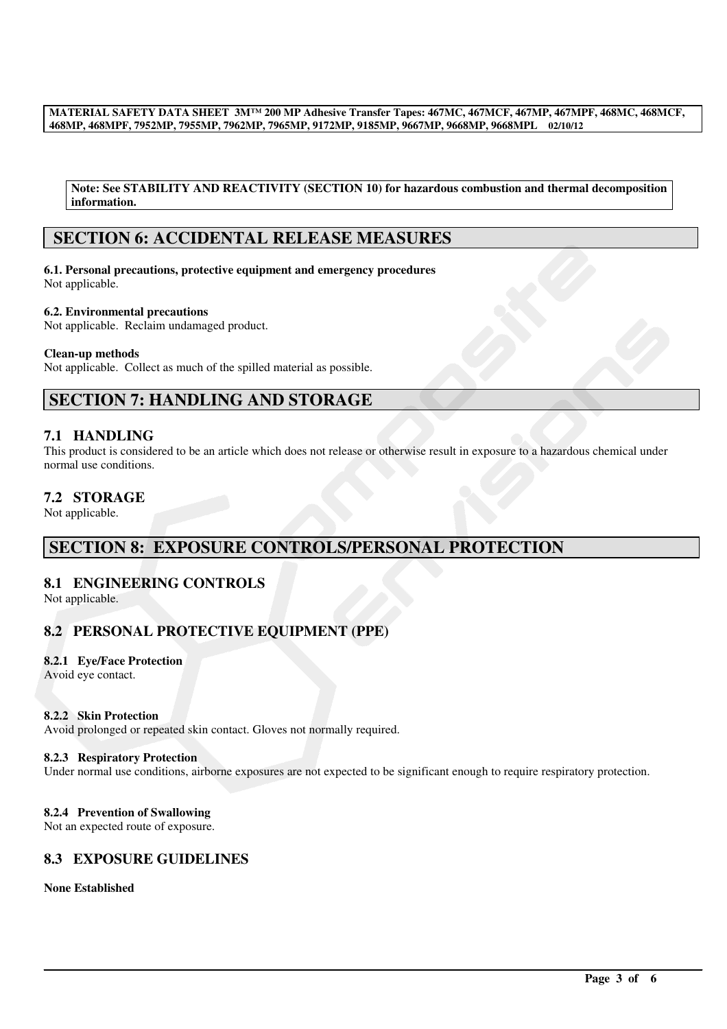**Note: See STABILITY AND REACTIVITY (SECTION 10) for hazardous combustion and thermal decomposition information.**

## SECTION 6: ACCIDENTAL RELEASE MEASURES

**6.1. Personal precautions, protective equipment and emergency procedures**
Not applicable.

**6.2. Environmental precautions**
Not applicable. Reclaim undamaged product.

**Clean-up methods**
Not applicable. Collect as much of the spilled material as possible.

## SECTION 7: HANDLING AND STORAGE

### 7.1 HANDLING

This product is considered to be an article which does not release or otherwise result in exposure to a hazardous chemical under normal use conditions.

### 7.2 STORAGE

Not applicable.

## SECTION 8: EXPOSURE CONTROLS/PERSONAL PROTECTION

### 8.1 ENGINEERING CONTROLS

Not applicable.

### 8.2 PERSONAL PROTECTIVE EQUIPMENT (PPE)

**8.2.1 Eye/Face Protection**
Avoid eye contact.

**8.2.2 Skin Protection**
Avoid prolonged or repeated skin contact. Gloves not normally required.

**8.2.3 Respiratory Protection**
Under normal use conditions, airborne exposures are not expected to be significant enough to require respiratory protection.

**8.2.4 Prevention of Swallowing**
Not an expected route of exposure.

### 8.3 EXPOSURE GUIDELINES

**None Established**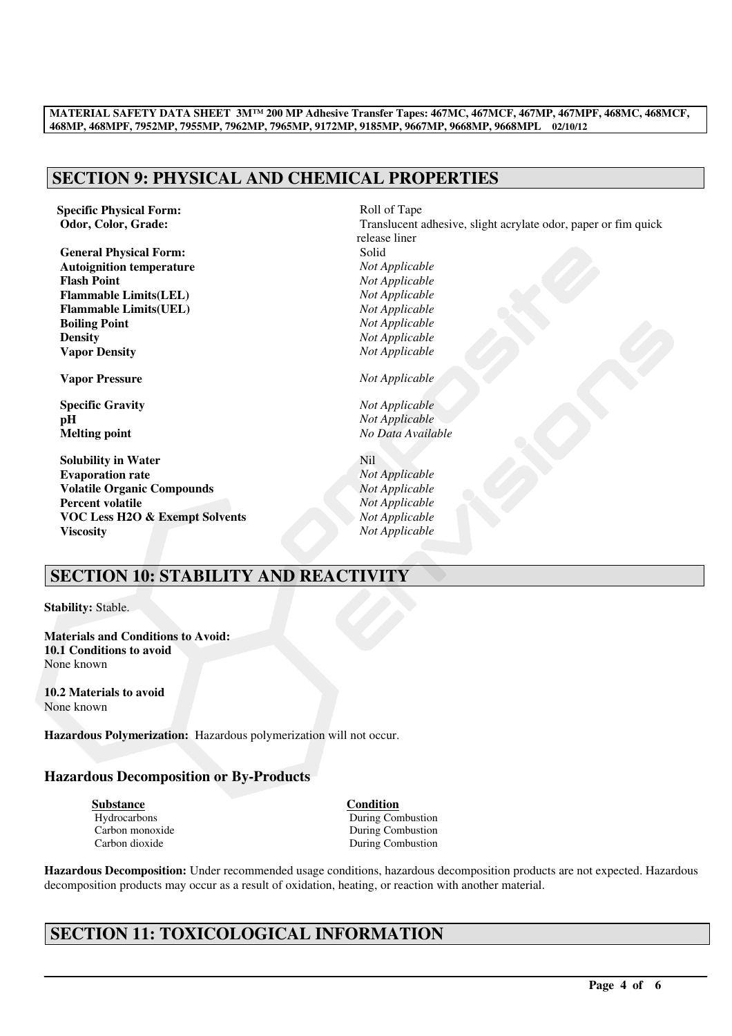## SECTION 9: PHYSICAL AND CHEMICAL PROPERTIES

| | |
|---|---|
| **Specific Physical Form:** | Roll of Tape |
| **Odor, Color, Grade:** | Translucent adhesive, slight acrylate odor, paper or fim quick release liner |
| **General Physical Form:** | Solid |
| **Autoignition temperature** | *Not Applicable* |
| **Flash Point** | *Not Applicable* |
| **Flammable Limits(LEL)** | *Not Applicable* |
| **Flammable Limits(UEL)** | *Not Applicable* |
| **Boiling Point** | *Not Applicable* |
| **Density** | *Not Applicable* |
| **Vapor Density** | *Not Applicable* |
| **Vapor Pressure** | *Not Applicable* |
| **Specific Gravity** | *Not Applicable* |
| **pH** | *Not Applicable* |
| **Melting point** | *No Data Available* |
| **Solubility in Water** | Nil |
| **Evaporation rate** | *Not Applicable* |
| **Volatile Organic Compounds** | *Not Applicable* |
| **Percent volatile** | *Not Applicable* |
| **VOC Less H2O & Exempt Solvents** | *Not Applicable* |
| **Viscosity** | *Not Applicable* |

## SECTION 10: STABILITY AND REACTIVITY

**Stability:** Stable.

**Materials and Conditions to Avoid:**
**10.1 Conditions to avoid**
None known

**10.2 Materials to avoid**
None known

**Hazardous Polymerization:** Hazardous polymerization will not occur.

### Hazardous Decomposition or By-Products

| Substance | Condition |
|---|---|
| Hydrocarbons | During Combustion |
| Carbon monoxide | During Combustion |
| Carbon dioxide | During Combustion |

**Hazardous Decomposition:** Under recommended usage conditions, hazardous decomposition products are not expected. Hazardous decomposition products may occur as a result of oxidation, heating, or reaction with another material.

## SECTION 11: TOXICOLOGICAL INFORMATION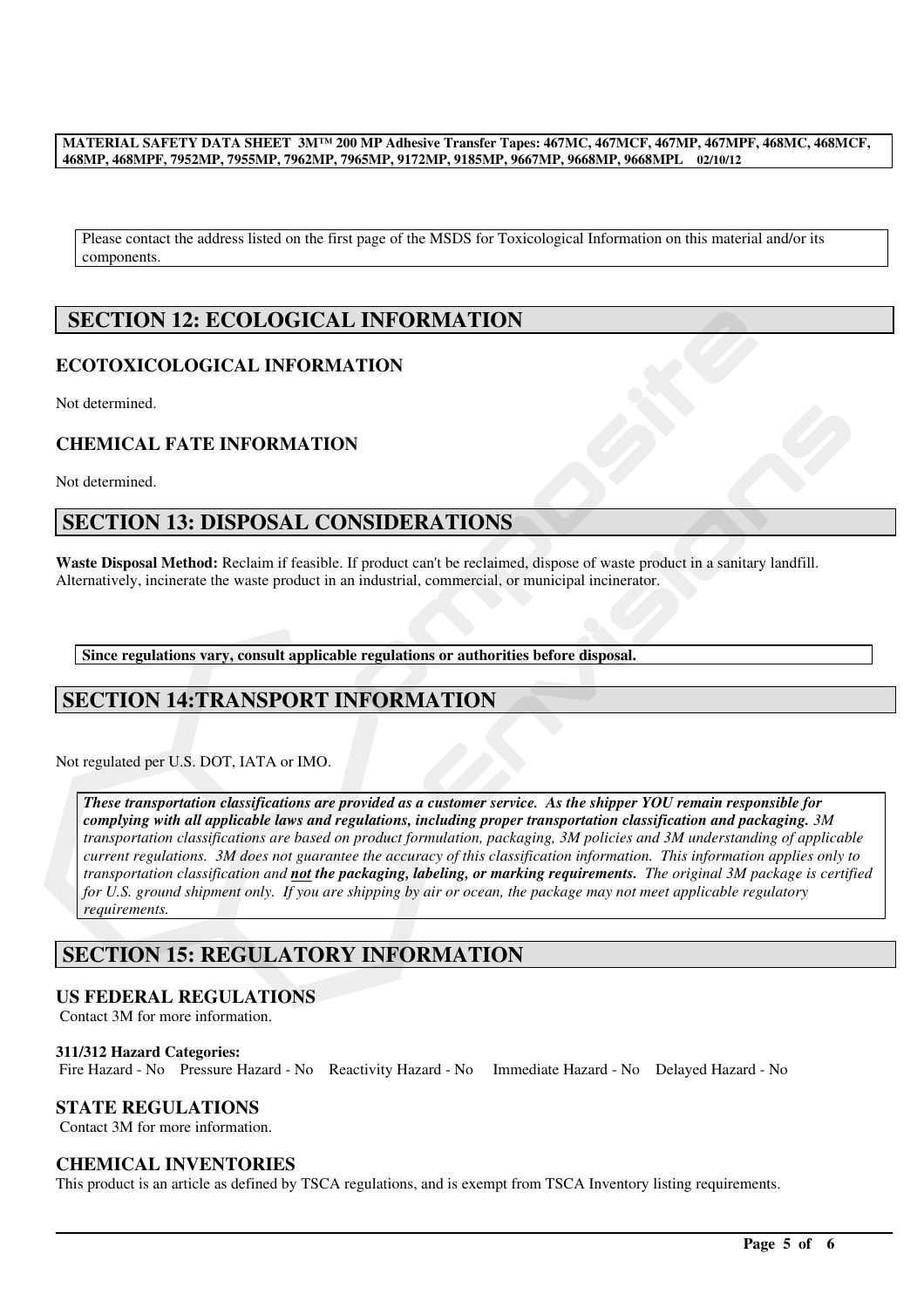Please contact the address listed on the first page of the MSDS for Toxicological Information on this material and/or its components.

## SECTION 12: ECOLOGICAL INFORMATION

### ECOTOXICOLOGICAL INFORMATION

Not determined.

### CHEMICAL FATE INFORMATION

Not determined.

## SECTION 13: DISPOSAL CONSIDERATIONS

**Waste Disposal Method:** Reclaim if feasible. If product can't be reclaimed, dispose of waste product in a sanitary landfill. Alternatively, incinerate the waste product in an industrial, commercial, or municipal incinerator.

**Since regulations vary, consult applicable regulations or authorities before disposal.**

## SECTION 14:TRANSPORT INFORMATION

Not regulated per U.S. DOT, IATA or IMO.

***These transportation classifications are provided as a customer service. As the shipper YOU remain responsible for complying with all applicable laws and regulations, including proper transportation classification and packaging.*** *3M transportation classifications are based on product formulation, packaging, 3M policies and 3M understanding of applicable current regulations. 3M does not guarantee the accuracy of this classification information. This information applies only to transportation classification and* ***not the packaging, labeling, or marking requirements.*** *The original 3M package is certified for U.S. ground shipment only. If you are shipping by air or ocean, the package may not meet applicable regulatory requirements.*

## SECTION 15: REGULATORY INFORMATION

### US FEDERAL REGULATIONS

Contact 3M for more information.

**311/312 Hazard Categories:**
Fire Hazard - No    Pressure Hazard - No    Reactivity Hazard - No    Immediate Hazard - No    Delayed Hazard - No

### STATE REGULATIONS

Contact 3M for more information.

### CHEMICAL INVENTORIES

This product is an article as defined by TSCA regulations, and is exempt from TSCA Inventory listing requirements.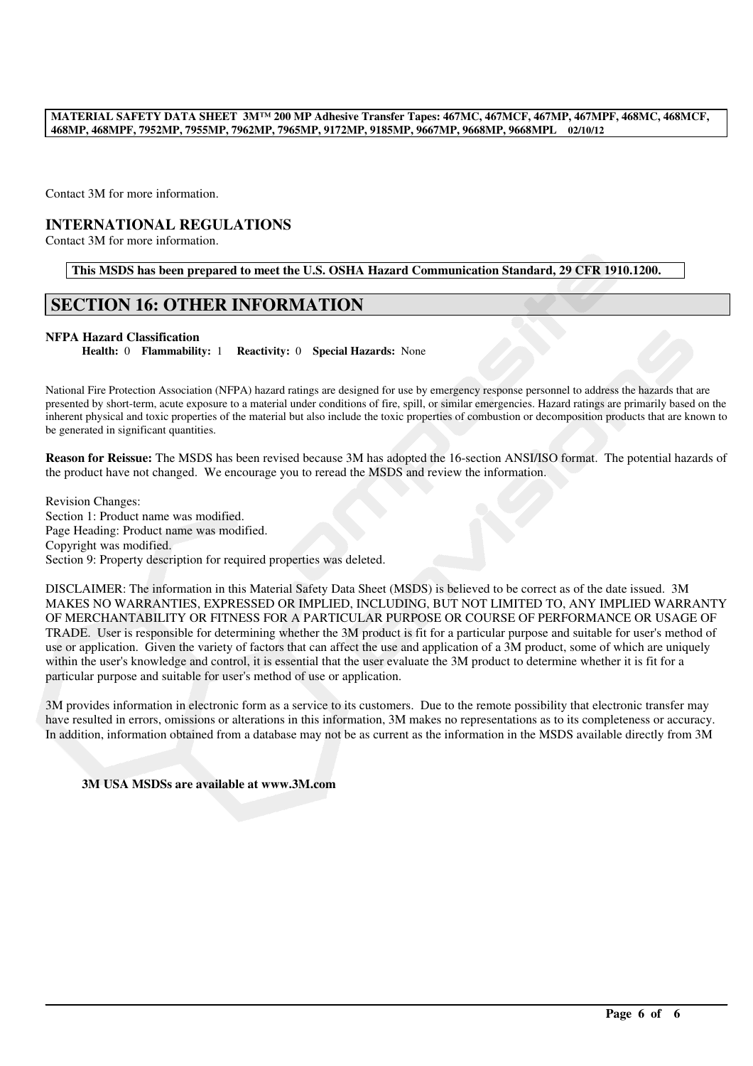Contact 3M for more information.

## INTERNATIONAL REGULATIONS

Contact 3M for more information.

**This MSDS has been prepared to meet the U.S. OSHA Hazard Communication Standard, 29 CFR 1910.1200.**

## SECTION 16: OTHER INFORMATION

**NFPA Hazard Classification**

**Health:** 0 **Flammability:** 1 **Reactivity:** 0 **Special Hazards:** None

National Fire Protection Association (NFPA) hazard ratings are designed for use by emergency response personnel to address the hazards that are presented by short-term, acute exposure to a material under conditions of fire, spill, or similar emergencies. Hazard ratings are primarily based on the inherent physical and toxic properties of the material but also include the toxic properties of combustion or decomposition products that are known to be generated in significant quantities.

**Reason for Reissue:** The MSDS has been revised because 3M has adopted the 16-section ANSI/ISO format. The potential hazards of the product have not changed. We encourage you to reread the MSDS and review the information.

Revision Changes:
Section 1: Product name was modified.
Page Heading: Product name was modified.
Copyright was modified.
Section 9: Property description for required properties was deleted.

DISCLAIMER: The information in this Material Safety Data Sheet (MSDS) is believed to be correct as of the date issued. 3M MAKES NO WARRANTIES, EXPRESSED OR IMPLIED, INCLUDING, BUT NOT LIMITED TO, ANY IMPLIED WARRANTY OF MERCHANTABILITY OR FITNESS FOR A PARTICULAR PURPOSE OR COURSE OF PERFORMANCE OR USAGE OF TRADE. User is responsible for determining whether the 3M product is fit for a particular purpose and suitable for user's method of use or application. Given the variety of factors that can affect the use and application of a 3M product, some of which are uniquely within the user's knowledge and control, it is essential that the user evaluate the 3M product to determine whether it is fit for a particular purpose and suitable for user's method of use or application.

3M provides information in electronic form as a service to its customers. Due to the remote possibility that electronic transfer may have resulted in errors, omissions or alterations in this information, 3M makes no representations as to its completeness or accuracy. In addition, information obtained from a database may not be as current as the information in the MSDS available directly from 3M

**3M USA MSDSs are available at www.3M.com**